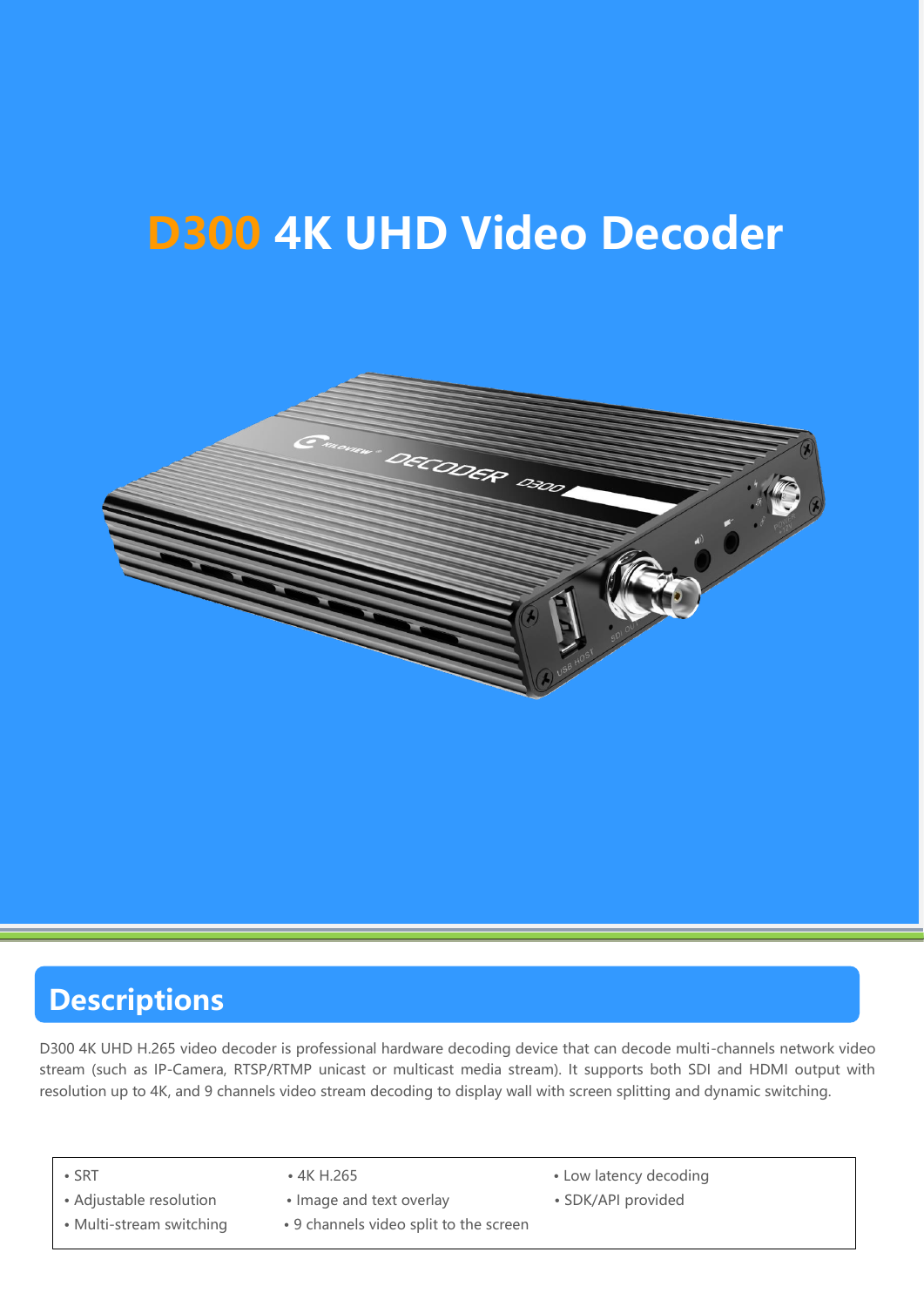# D300 4K UHD Video Decoder

## Descriptions

D300 4K UHD H.265 video decoder is professional hardware decoding device that can decode multi-channels network video stream (such as IP-Camera, RTSP/RTMP unicast or multicast media stream). It supports both SDI and HDMI output with resolution up to 4K, and 9 channels video stream decoding to display wall with screen splitting and dynamic switching.

- SRT
- Adjustable resolution
- Multi-stream switching
- 4K H.265
- Image and text overlay
- 9 channels video split to the screen
- Low latency decoding
- SDK/API provided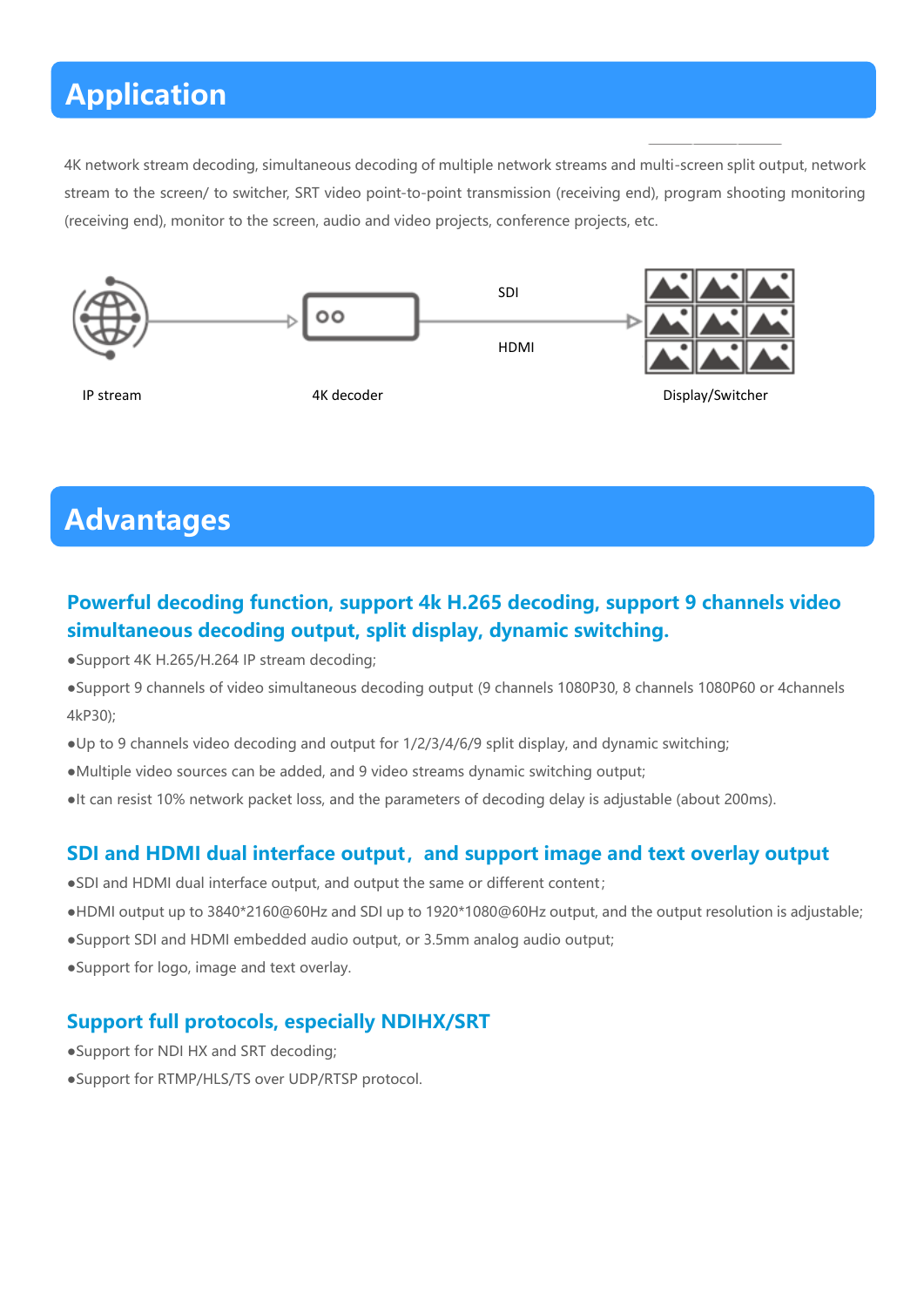# Application

4K network stream decoding, simultaneous decoding of multiple network streams and multi-screen split output, network stream to the screen/ to switcher, SRT video point-to-point transmission (receiving end), program shooting monitoring (receiving end), monitor to the screen, audio and video projects, conference projects, etc.

IP stream → 4K decoder → SDI / HDMI → Display/Switcher

# Advantages

### Powerful decoding function, support 4k H.265 decoding, support 9 channels video simultaneous decoding output, split display, dynamic switching.

●Support 4K H.265/H.264 IP stream decoding;

●Support 9 channels of video simultaneous decoding output (9 channels 1080P30, 8 channels 1080P60 or 4channels 4kP30);

●Up to 9 channels video decoding and output for 1/2/3/4/6/9 split display, and dynamic switching;

●Multiple video sources can be added, and 9 video streams dynamic switching output;

●It can resist 10% network packet loss, and the parameters of decoding delay is adjustable (about 200ms).

### SDI and HDMI dual interface output，and support image and text overlay output

●SDI and HDMI dual interface output, and output the same or different content；

●HDMI output up to 3840*2160@60Hz and SDI up to 1920*1080@60Hz output, and the output resolution is adjustable;

●Support SDI and HDMI embedded audio output, or 3.5mm analog audio output;

●Support for logo, image and text overlay.

### Support full protocols, especially NDIHX/SRT

●Support for NDI HX and SRT decoding;

●Support for RTMP/HLS/TS over UDP/RTSP protocol.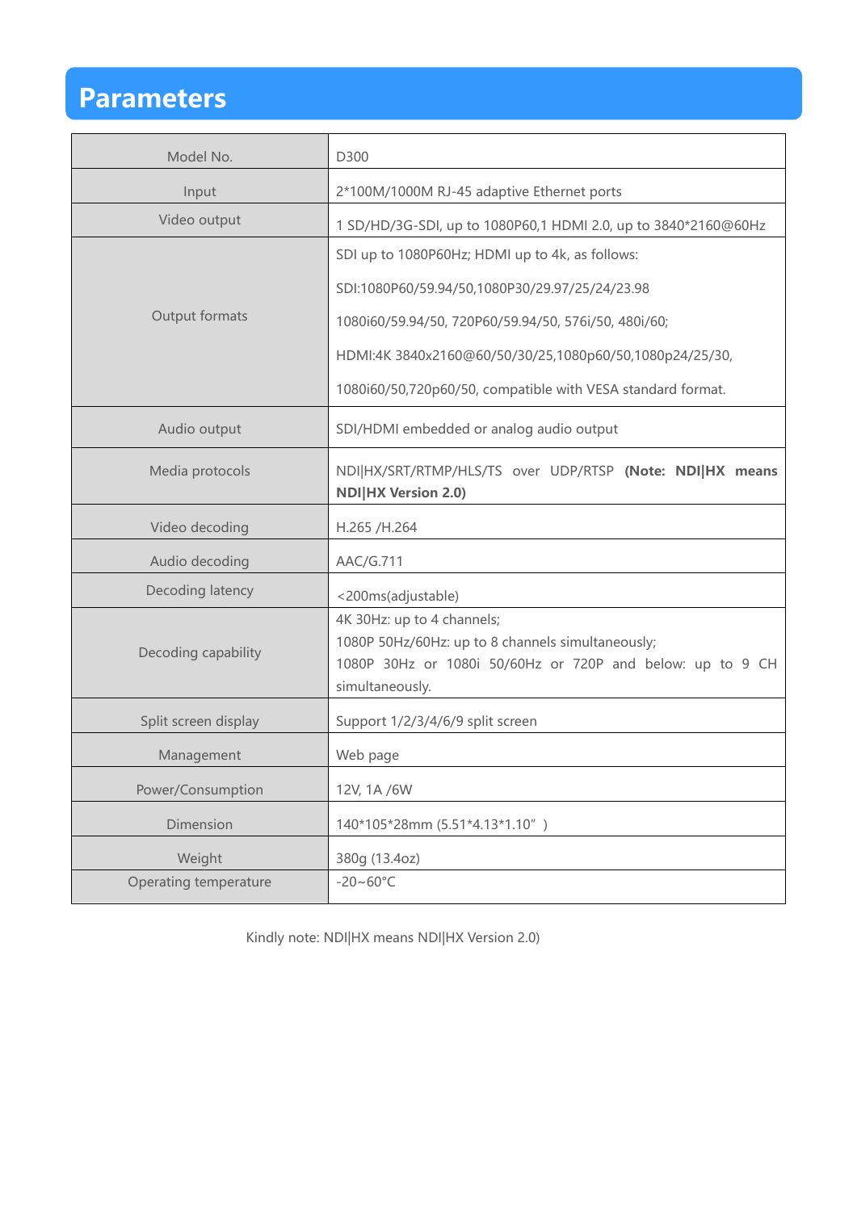# Parameters

| | |
|---|---|
| Model No. | D300 |
| Input | 2*100M/1000M RJ-45 adaptive Ethernet ports |
| Video output | 1 SD/HD/3G-SDI, up to 1080P60,1 HDMI 2.0, up to 3840*2160@60Hz |
| Output formats | SDI up to 1080P60Hz; HDMI up to 4k, as follows:<br>SDI:1080P60/59.94/50,1080P30/29.97/25/24/23.98<br>1080i60/59.94/50, 720P60/59.94/50, 576i/50, 480i/60;<br>HDMI:4K 3840x2160@60/50/30/25,1080p60/50,1080p24/25/30,<br>1080i60/50,720p60/50, compatible with VESA standard format. |
| Audio output | SDI/HDMI embedded or analog audio output |
| Media protocols | NDI\|HX/SRT/RTMP/HLS/TS over UDP/RTSP **(Note: NDI\|HX means NDI\|HX Version 2.0)** |
| Video decoding | H.265 /H.264 |
| Audio decoding | AAC/G.711 |
| Decoding latency | <200ms(adjustable) |
| Decoding capability | 4K 30Hz: up to 4 channels;<br>1080P 50Hz/60Hz: up to 8 channels simultaneously;<br>1080P 30Hz or 1080i 50/60Hz or 720P and below: up to 9 CH simultaneously. |
| Split screen display | Support 1/2/3/4/6/9 split screen |
| Management | Web page |
| Power/Consumption | 12V, 1A /6W |
| Dimension | 140*105*28mm (5.51*4.13*1.10") |
| Weight | 380g (13.4oz) |
| Operating temperature | -20~60°C |

Kindly note: NDI|HX means NDI|HX Version 2.0)